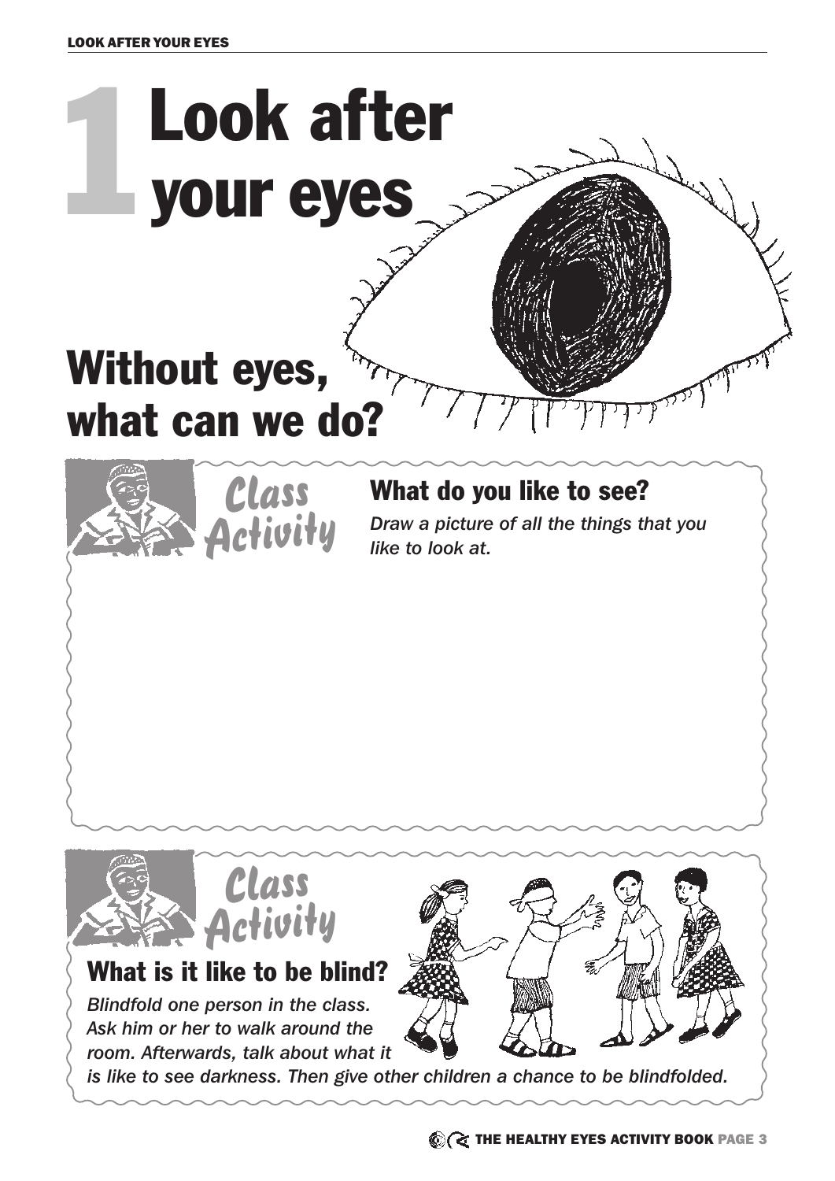# 1 Look after your eyes

## Without eyes, what can we do?

**Class Activity**

### What do you like to see?

*Draw a picture of all the things that you like to look at.*

**Class Activity**

### What is it like to be blind?

*Blindfold one person in the class. Ask him or her to walk around the room. Afterwards, talk about what it is like to see darkness. Then give other children a chance to be blindfolded.*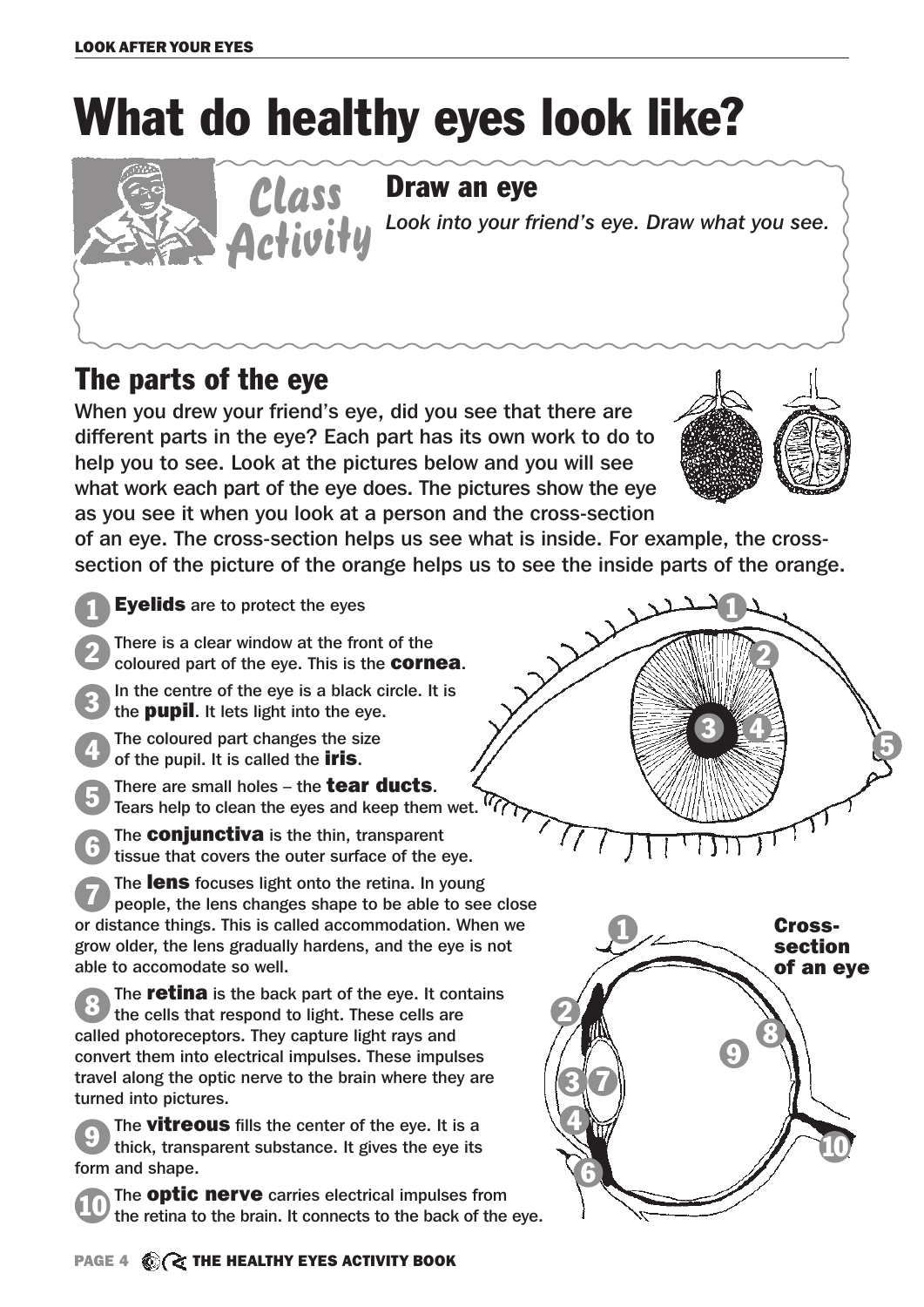# What do healthy eyes look like?

**Class Activity**

## Draw an eye

*Look into your friend's eye. Draw what you see.*

## The parts of the eye

When you drew your friend's eye, did you see that there are different parts in the eye? Each part has its own work to do to help you to see. Look at the pictures below and you will see what work each part of the eye does. The pictures show the eye as you see it when you look at a person and the cross-section of an eye. The cross-section helps us see what is inside. For example, the cross-section of the picture of the orange helps us to see the inside parts of the orange.

1. **Eyelids** are to protect the eyes
2. There is a clear window at the front of the coloured part of the eye. This is the **cornea**.
3. In the centre of the eye is a black circle. It is the **pupil**. It lets light into the eye.
4. The coloured part changes the size of the pupil. It is called the **iris**.
5. There are small holes – the **tear ducts**. Tears help to clean the eyes and keep them wet.
6. The **conjunctiva** is the thin, transparent tissue that covers the outer surface of the eye.
7. The **lens** focuses light onto the retina. In young people, the lens changes shape to be able to see close or distance things. This is called accommodation. When we grow older, the lens gradually hardens, and the eye is not able to accomodate so well.
8. The **retina** is the back part of the eye. It contains the cells that respond to light. These cells are called photoreceptors. They capture light rays and convert them into electrical impulses. These impulses travel along the optic nerve to the brain where they are turned into pictures.
9. The **vitreous** fills the center of the eye. It is a thick, transparent substance. It gives the eye its form and shape.
10. The **optic nerve** carries electrical impulses from the retina to the brain. It connects to the back of the eye.

**Cross-section of an eye**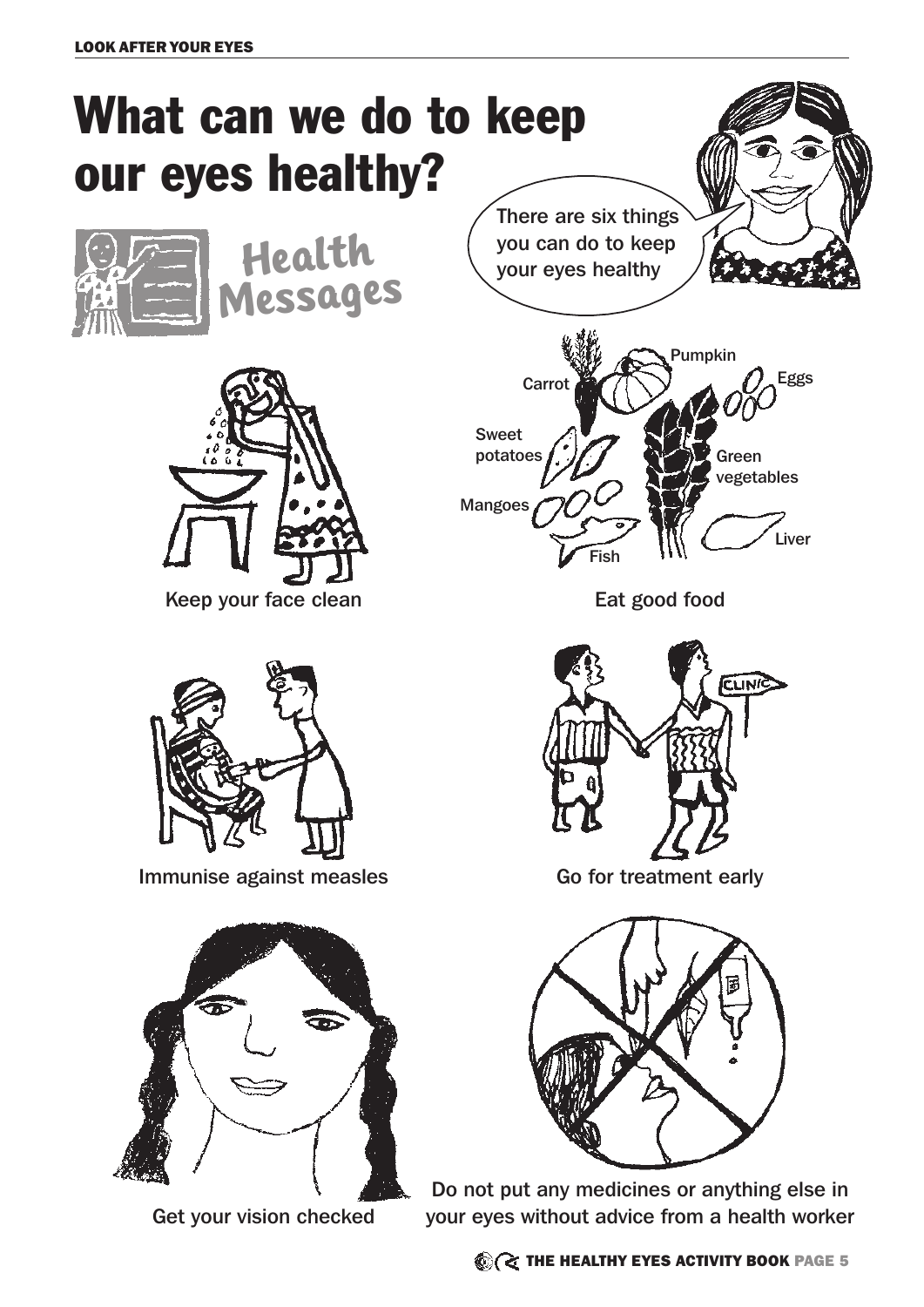# What can we do to keep our eyes healthy?

Health Messages

There are six things you can do to keep your eyes healthy

Keep your face clean

Carrot, Pumpkin, Eggs, Sweet potatoes, Green vegetables, Mangoes, Fish, Liver

Eat good food

Immunise against measles

Go for treatment early

Get your vision checked

Do not put any medicines or anything else in your eyes without advice from a health worker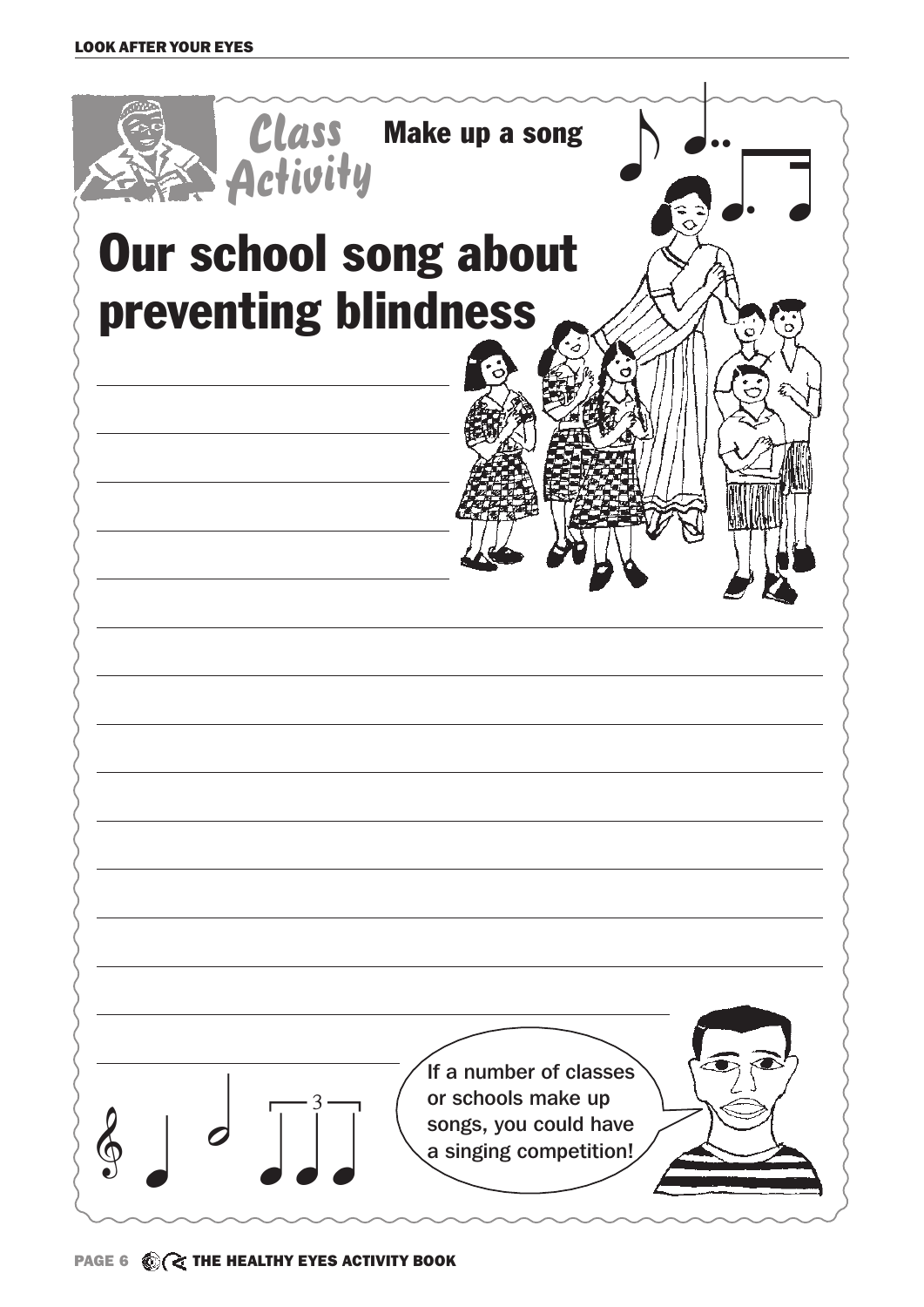Class Activity

Make up a song

# Our school song about preventing blindness

If a number of classes or schools make up songs, you could have a singing competition!